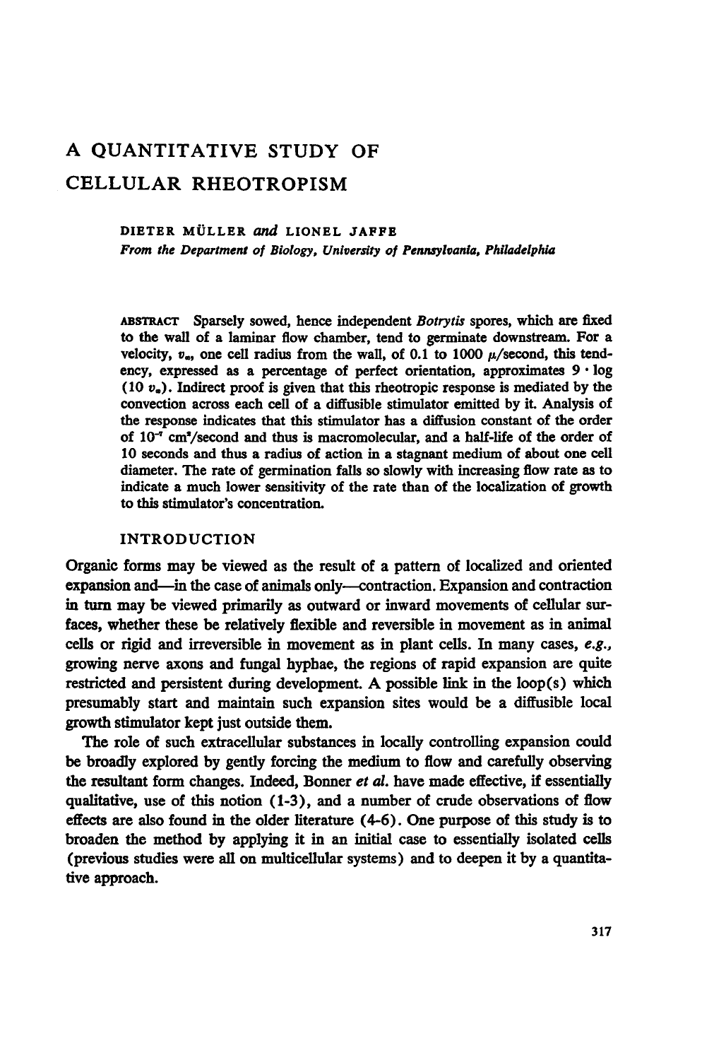# A QUANTITATIVE STUDY OF CELLULAR RHEOTROPISM

DIETER MÜLLER *and* LIONEL JAFFE

*From the Department of Biology, University of Pennsylvania, Philadelphia*

ABSTRACT Sparsely sowed, hence independent *Botrytis* spores, which are fixed to the wall of a laminar flow chamber, tend to germinate downstream. For a velocity, $v_a$, one cell radius from the wall, of 0.1 to 1000 $\mu$/second, this tendency, expressed as a percentage of perfect orientation, approximates $9 \cdot \log (10\, v_a)$. Indirect proof is given that this rheotropic response is mediated by the convection across each cell of a diffusible stimulator emitted by it. Analysis of the response indicates that this stimulator has a diffusion constant of the order of $10^{-7}$ cm$^2$/second and thus is macromolecular, and a half-life of the order of 10 seconds and thus a radius of action in a stagnant medium of about one cell diameter. The rate of germination falls so slowly with increasing flow rate as to indicate a much lower sensitivity of the rate than of the localization of growth to this stimulator's concentration.

## INTRODUCTION

Organic forms may be viewed as the result of a pattern of localized and oriented expansion and—in the case of animals only—contraction. Expansion and contraction in turn may be viewed primarily as outward or inward movements of cellular surfaces, whether these be relatively flexible and reversible in movement as in animal cells or rigid and irreversible in movement as in plant cells. In many cases, *e.g.,* growing nerve axons and fungal hyphae, the regions of rapid expansion are quite restricted and persistent during development. A possible link in the loop(s) which presumably start and maintain such expansion sites would be a diffusible local growth stimulator kept just outside them.

The role of such extracellular substances in locally controlling expansion could be broadly explored by gently forcing the medium to flow and carefully observing the resultant form changes. Indeed, Bonner *et al.* have made effective, if essentially qualitative, use of this notion (1-3), and a number of crude observations of flow effects are also found in the older literature (4-6). One purpose of this study is to broaden the method by applying it in an initial case to essentially isolated cells (previous studies were all on multicellular systems) and to deepen it by a quantitative approach.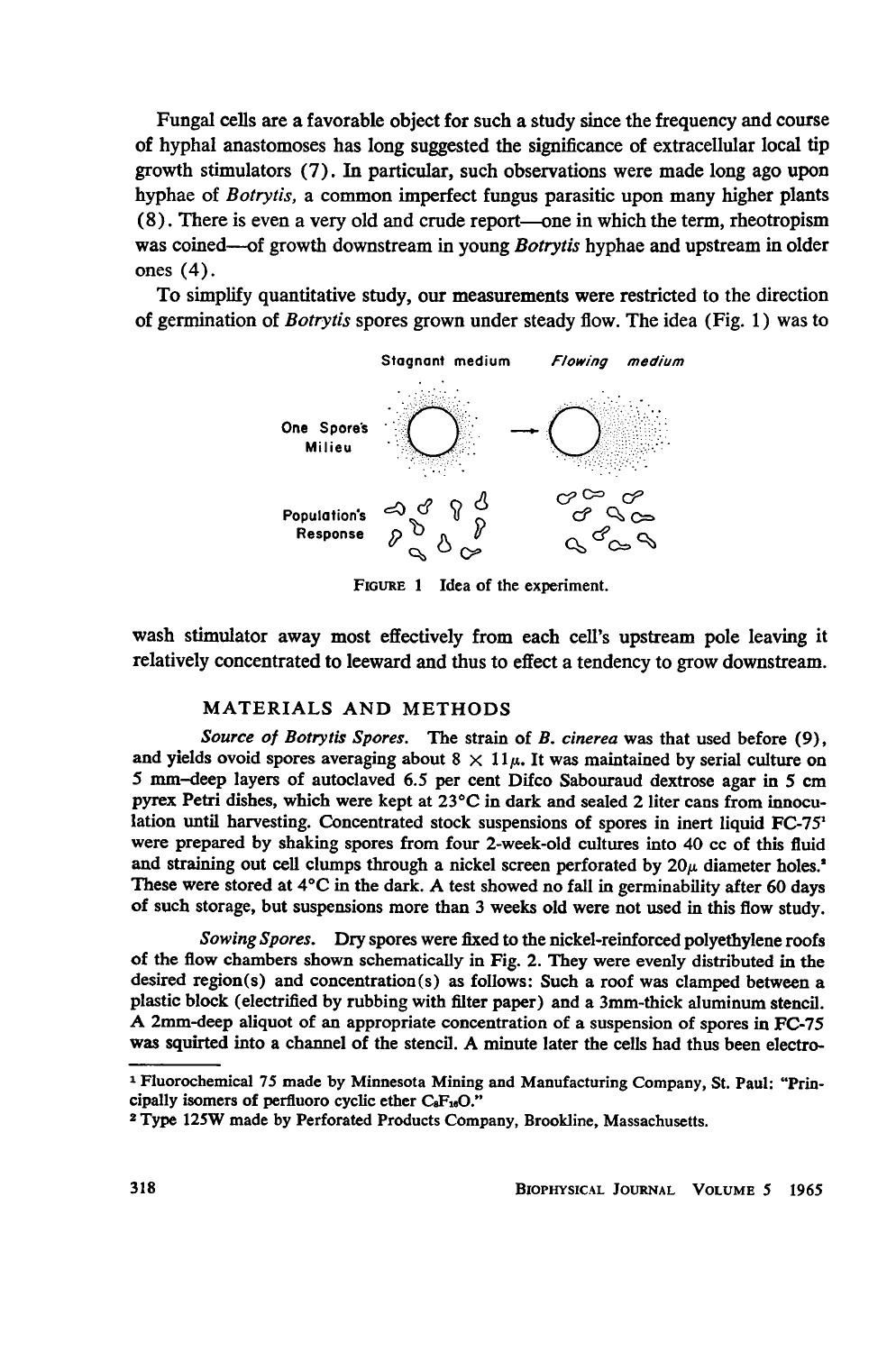Fungal cells are a favorable object for such a study since the frequency and course of hyphal anastomoses has long suggested the significance of extracellular local tip growth stimulators (7). In particular, such observations were made long ago upon hyphae of *Botrytis*, a common imperfect fungus parasitic upon many higher plants (8). There is even a very old and crude report—one in which the term, rheotropism was coined—of growth downstream in young *Botrytis* hyphae and upstream in older ones (4).

To simplify quantitative study, our measurements were restricted to the direction of germination of *Botrytis* spores grown under steady flow. The idea (Fig. 1) was to

FIGURE 1 Idea of the experiment.

wash stimulator away most effectively from each cell's upstream pole leaving it relatively concentrated to leeward and thus to effect a tendency to grow downstream.

## MATERIALS AND METHODS

*Source of Botrytis Spores.* The strain of *B. cinerea* was that used before (9), and yields ovoid spores averaging about $8 \times 11\mu$. It was maintained by serial culture on 5 mm–deep layers of autoclaved 6.5 per cent Difco Sabouraud dextrose agar in 5 cm pyrex Petri dishes, which were kept at 23°C in dark and sealed 2 liter cans from innoculation until harvesting. Concentrated stock suspensions of spores in inert liquid FC-75[1] were prepared by shaking spores from four 2-week-old cultures into 40 cc of this fluid and straining out cell clumps through a nickel screen perforated by $20\mu$ diameter holes.[2] These were stored at 4°C in the dark. A test showed no fall in germinability after 60 days of such storage, but suspensions more than 3 weeks old were not used in this flow study.

*Sowing Spores.* Dry spores were fixed to the nickel-reinforced polyethylene roofs of the flow chambers shown schematically in Fig. 2. They were evenly distributed in the desired region(s) and concentration(s) as follows: Such a roof was clamped between a plastic block (electrified by rubbing with filter paper) and a 3mm-thick aluminum stencil. A 2mm-deep aliquot of an appropriate concentration of a suspension of spores in FC-75 was squirted into a channel of the stencil. A minute later the cells had thus been electro-

[1] Fluorochemical 75 made by Minnesota Mining and Manufacturing Company, St. Paul: "Principally isomers of perfluoro cyclic ether $C_8F_{16}O$."

[2] Type 125W made by Perforated Products Company, Brookline, Massachusetts.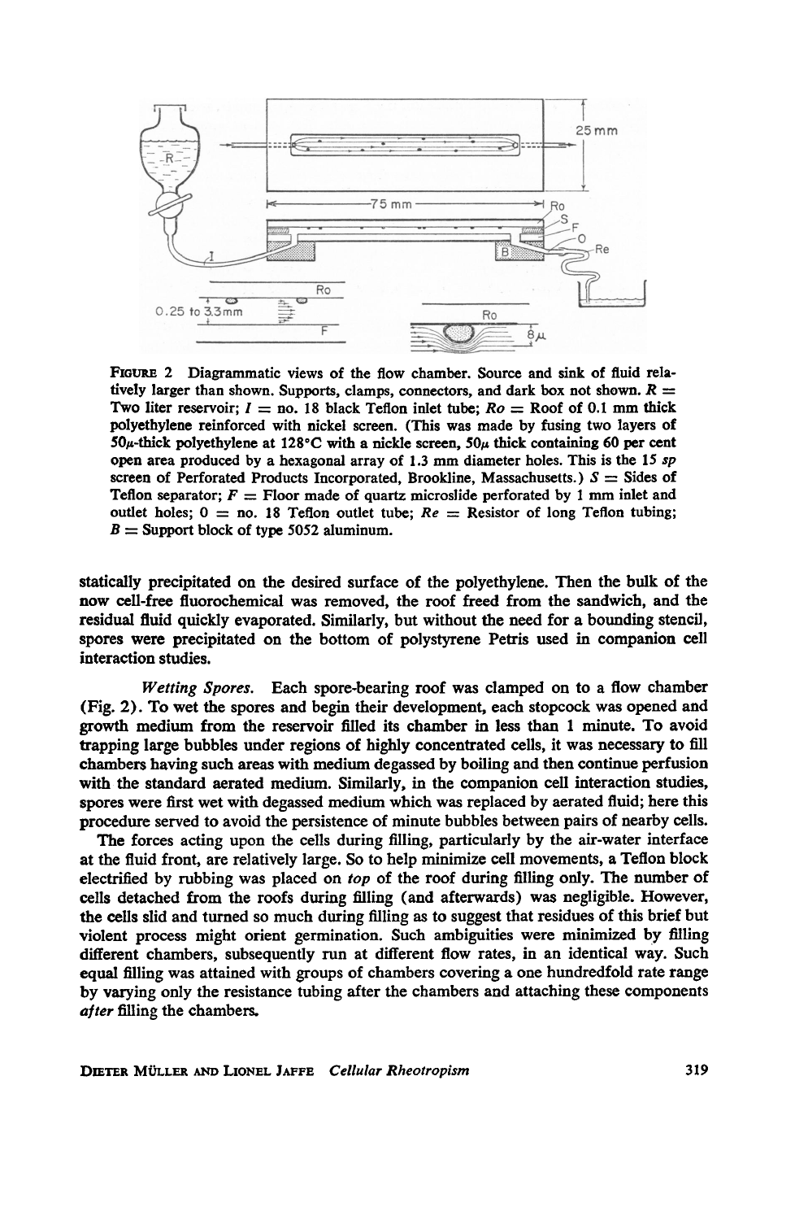FIGURE 2 Diagrammatic views of the flow chamber. Source and sink of fluid relatively larger than shown. Supports, clamps, connectors, and dark box not shown. $R$ = Two liter reservoir; $I$ = no. 18 black Teflon inlet tube; $Ro$ = Roof of 0.1 mm thick polyethylene reinforced with nickel screen. (This was made by fusing two layers of 50$\mu$-thick polyethylene at 128°C with a nickle screen, 50$\mu$ thick containing 60 per cent open area produced by a hexagonal array of 1.3 mm diameter holes. This is the 15 *sp* screen of Perforated Products Incorporated, Brookline, Massachusetts.) $S$ = Sides of Teflon separator; $F$ = Floor made of quartz microslide perforated by 1 mm inlet and outlet holes; 0 = no. 18 Teflon outlet tube; $Re$ = Resistor of long Teflon tubing; $B$ = Support block of type 5052 aluminum.

statically precipitated on the desired surface of the polyethylene. Then the bulk of the now cell-free fluorochemical was removed, the roof freed from the sandwich, and the residual fluid quickly evaporated. Similarly, but without the need for a bounding stencil, spores were precipitated on the bottom of polystyrene Petris used in companion cell interaction studies.

*Wetting Spores.* Each spore-bearing roof was clamped on to a flow chamber (Fig. 2). To wet the spores and begin their development, each stopcock was opened and growth medium from the reservoir filled its chamber in less than 1 minute. To avoid trapping large bubbles under regions of highly concentrated cells, it was necessary to fill chambers having such areas with medium degassed by boiling and then continue perfusion with the standard aerated medium. Similarly, in the companion cell interaction studies, spores were first wet with degassed medium which was replaced by aerated fluid; here this procedure served to avoid the persistence of minute bubbles between pairs of nearby cells.

The forces acting upon the cells during filling, particularly by the air-water interface at the fluid front, are relatively large. So to help minimize cell movements, a Teflon block electrified by rubbing was placed on *top* of the roof during filling only. The number of cells detached from the roofs during filling (and afterwards) was negligible. However, the cells slid and turned so much during filling as to suggest that residues of this brief but violent process might orient germination. Such ambiguities were minimized by filling different chambers, subsequently run at different flow rates, in an identical way. Such equal filling was attained with groups of chambers covering a one hundredfold rate range by varying only the resistance tubing after the chambers and attaching these components *after* filling the chambers.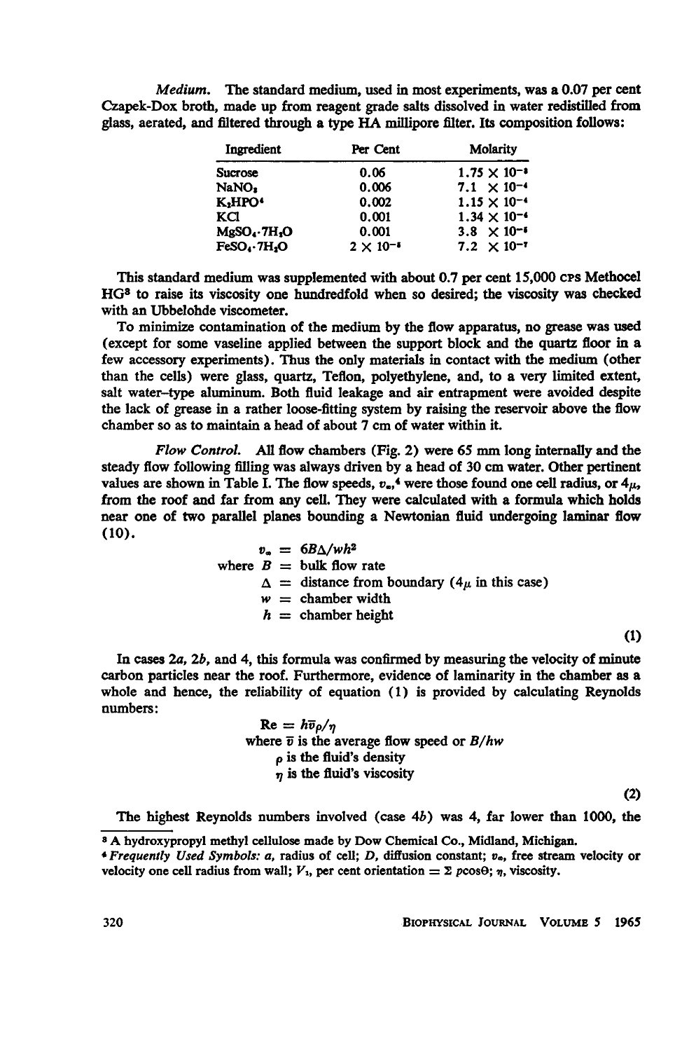*Medium.* The standard medium, used in most experiments, was a 0.07 per cent Czapek-Dox broth, made up from reagent grade salts dissolved in water redistilled from glass, aerated, and filtered through a type HA millipore filter. Its composition follows:

| Ingredient | Per Cent | Molarity |
|---|---|---|
| Sucrose | 0.06 | $1.75 \times 10^{-3}$ |
| $NaNO_3$ | 0.006 | $7.1 \times 10^{-4}$ |
| $K_2HPO_4$ | 0.002 | $1.15 \times 10^{-4}$ |
| KCl | 0.001 | $1.34 \times 10^{-4}$ |
| $MgSO_4 \cdot 7H_2O$ | 0.001 | $3.8 \times 10^{-5}$ |
| $FeSO_4 \cdot 7H_2O$ | $2 \times 10^{-5}$ | $7.2 \times 10^{-7}$ |

This standard medium was supplemented with about 0.7 per cent 15,000 CPS Methocel HG[3] to raise its viscosity one hundredfold when so desired; the viscosity was checked with an Ubbelohde viscometer.

To minimize contamination of the medium by the flow apparatus, no grease was used (except for some vaseline applied between the support block and the quartz floor in a few accessory experiments). Thus the only materials in contact with the medium (other than the cells) were glass, quartz, Teflon, polyethylene, and, to a very limited extent, salt water–type aluminum. Both fluid leakage and air entrapment were avoided despite the lack of grease in a rather loose-fitting system by raising the reservoir above the flow chamber so as to maintain a head of about 7 cm of water within it.

*Flow Control.* All flow chambers (Fig. 2) were 65 mm long internally and the steady flow following filling was always driven by a head of 30 cm water. Other pertinent values are shown in Table I. The flow speeds, $v_\infty$,[4] were those found one cell radius, or 4$\mu$, from the roof and far from any cell. They were calculated with a formula which holds near one of two parallel planes bounding a Newtonian fluid undergoing laminar flow (10).

$$v_\infty = 6B\Delta/wh^2$$

where $B$ = bulk flow rate
$\Delta$ = distance from boundary (4$\mu$ in this case)
$w$ = chamber width
$h$ = chamber height

(1)

In cases 2*a*, 2*b*, and 4, this formula was confirmed by measuring the velocity of minute carbon particles near the roof. Furthermore, evidence of laminarity in the chamber as a whole and hence, the reliability of equation (1) is provided by calculating Reynolds numbers:

$$\text{Re} = h\bar{v}\rho/\eta$$

where $\bar{v}$ is the average flow speed or $B/hw$
$\rho$ is the fluid's density
$\eta$ is the fluid's viscosity

(2)

The highest Reynolds numbers involved (case 4*b*) was 4, far lower than 1000, the

[3] A hydroxypropyl methyl cellulose made by Dow Chemical Co., Midland, Michigan.

[4] *Frequently Used Symbols:* $a$, radius of cell; $D$, diffusion constant; $v_\infty$, free stream velocity or velocity one cell radius from wall; $V_1$, per cent orientation = $\Sigma\, p\cos\Theta$; $\eta$, viscosity.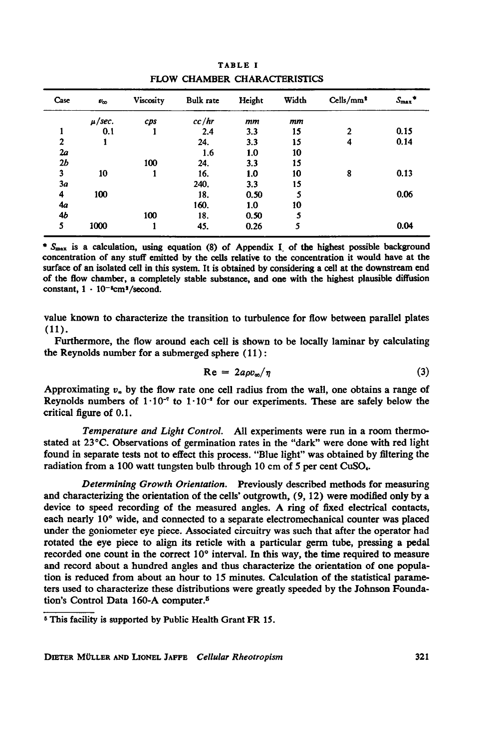TABLE I

FLOW CHAMBER CHARACTERISTICS

| Case | $v_\infty$ | Viscosity | Bulk rate | Height | Width | Cells/mm² | $S_{max}$* |
|---|---|---|---|---|---|---|---|
| | $\mu$/sec. | cps | cc/hr | mm | mm | | |
| 1 | 0.1 | 1 | 2.4 | 3.3 | 15 | 2 | 0.15 |
| 2 | 1 | | 24. | 3.3 | 15 | 4 | 0.14 |
| 2a | | | 1.6 | 1.0 | 10 | | |
| 2b | | 100 | 24. | 3.3 | 15 | | |
| 3 | 10 | 1 | 16. | 1.0 | 10 | 8 | 0.13 |
| 3a | | | 240. | 3.3 | 15 | | |
| 4 | 100 | | 18. | 0.50 | 5 | | 0.06 |
| 4a | | | 160. | 1.0 | 10 | | |
| 4b | | 100 | 18. | 0.50 | 5 | | |
| 5 | 1000 | 1 | 45. | 0.26 | 5 | | 0.04 |

\* $S_{max}$ is a calculation, using equation (8) of Appendix I of the highest possible background concentration of any stuff emitted by the cells relative to the concentration it would have at the surface of an isolated cell in this system. It is obtained by considering a cell at the downstream end of the flow chamber, a completely stable substance, and one with the highest plausible diffusion constant, $1 \cdot 10^{-5}$cm²/second.

value known to characterize the transition to turbulence for flow between parallel plates (11).

Furthermore, the flow around each cell is shown to be locally laminar by calculating the Reynolds number for a submerged sphere (11):

$$\text{Re} = 2a\rho v_\infty/\eta \tag{3}$$

Approximating $v_\infty$ by the flow rate one cell radius from the wall, one obtains a range of Reynolds numbers of $1 \cdot 10^{-7}$ to $1 \cdot 10^{-3}$ for our experiments. These are safely below the critical figure of 0.1.

*Temperature and Light Control.* All experiments were run in a room thermostated at 23°C. Observations of germination rates in the "dark" were done with red light found in separate tests not to effect this process. "Blue light" was obtained by filtering the radiation from a 100 watt tungsten bulb through 10 cm of 5 per cent $CuSO_4$.

*Determining Growth Orientation.* Previously described methods for measuring and characterizing the orientation of the cells' outgrowth, (9, 12) were modified only by a device to speed recording of the measured angles. A ring of fixed electrical contacts, each nearly 10° wide, and connected to a separate electromechanical counter was placed under the goniometer eye piece. Associated circuitry was such that after the operator had rotated the eye piece to align its reticle with a particular germ tube, pressing a pedal recorded one count in the correct 10° interval. In this way, the time required to measure and record about a hundred angles and thus characterize the orientation of one population is reduced from about an hour to 15 minutes. Calculation of the statistical parameters used to characterize these distributions were greatly speeded by the Johnson Foundation's Control Data 160-A computer.[5]

[5] This facility is supported by Public Health Grant FR 15.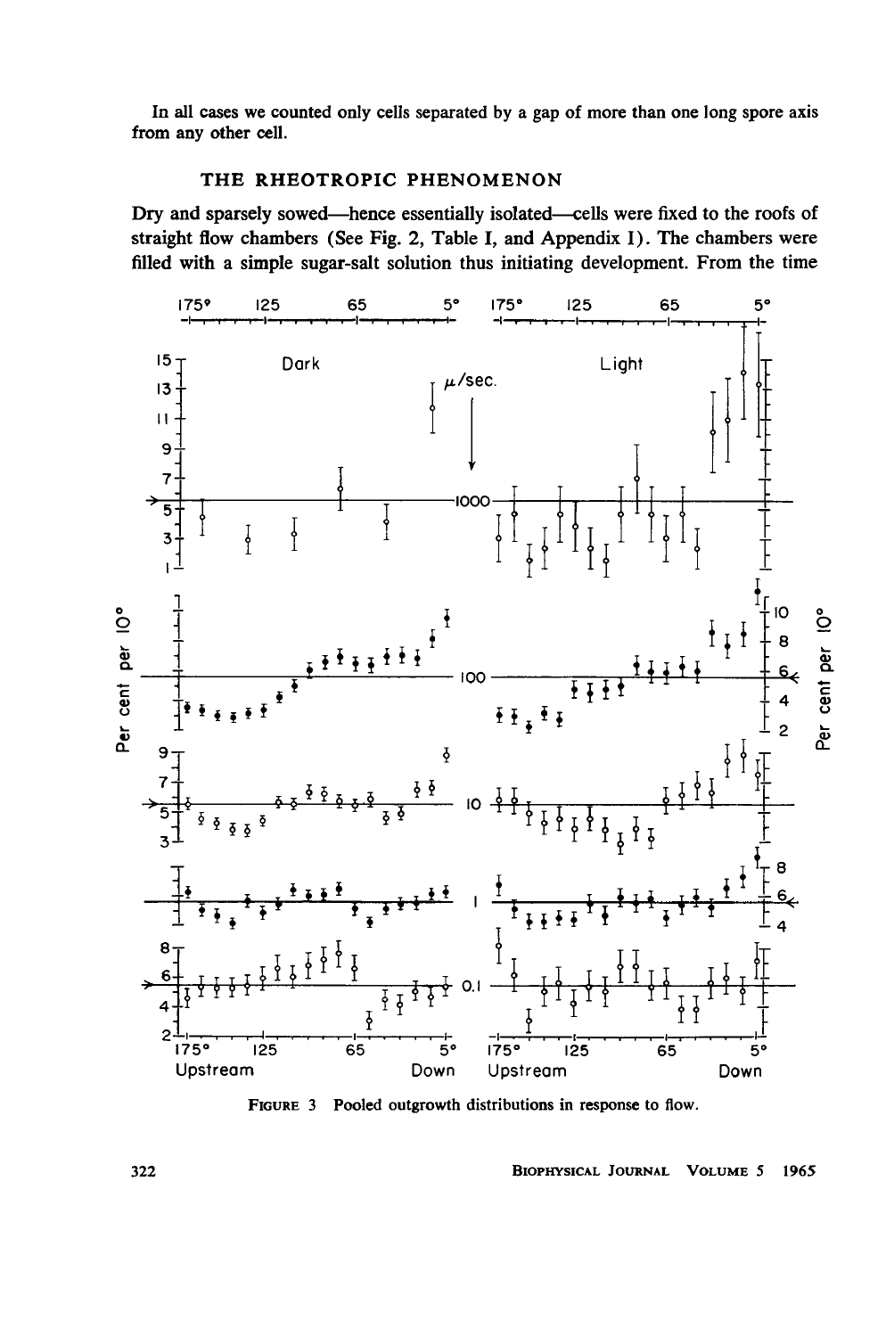In all cases we counted only cells separated by a gap of more than one long spore axis from any other cell.

## THE RHEOTROPIC PHENOMENON

Dry and sparsely sowed—hence essentially isolated—cells were fixed to the roofs of straight flow chambers (See Fig. 2, Table I, and Appendix I). The chambers were filled with a simple sugar-salt solution thus initiating development. From the time

FIGURE 3 Pooled outgrowth distributions in response to flow.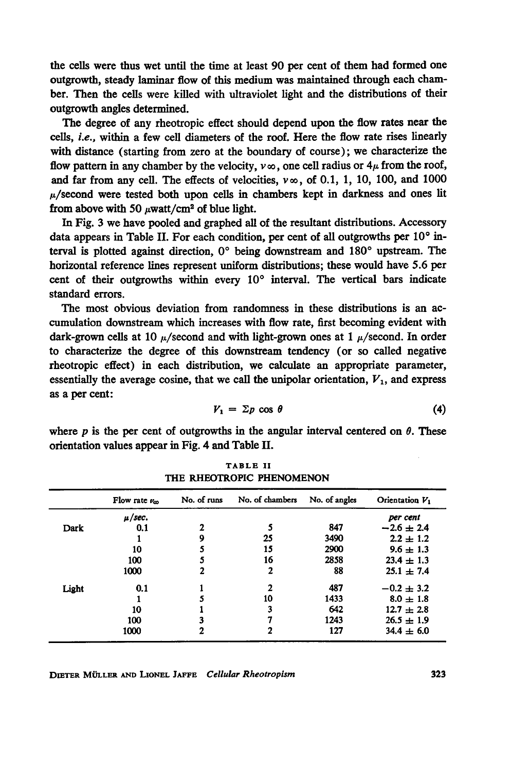the cells were thus wet until the time at least 90 per cent of them had formed one outgrowth, steady laminar flow of this medium was maintained through each chamber. Then the cells were killed with ultraviolet light and the distributions of their outgrowth angles determined.

The degree of any rheotropic effect should depend upon the flow rates near the cells, *i.e.*, within a few cell diameters of the roof. Here the flow rate rises linearly with distance (starting from zero at the boundary of course); we characterize the flow pattern in any chamber by the velocity, $v_\infty$, one cell radius or $4\mu$ from the roof, and far from any cell. The effects of velocities, $v_\infty$, of 0.1, 1, 10, 100, and 1000 $\mu$/second were tested both upon cells in chambers kept in darkness and ones lit from above with 50 $\mu$watt/cm$^2$ of blue light.

In Fig. 3 we have pooled and graphed all of the resultant distributions. Accessory data appears in Table II. For each condition, per cent of all outgrowths per 10° interval is plotted against direction, 0° being downstream and 180° upstream. The horizontal reference lines represent uniform distributions; these would have 5.6 per cent of their outgrowths within every 10° interval. The vertical bars indicate standard errors.

The most obvious deviation from randomness in these distributions is an accumulation downstream which increases with flow rate, first becoming evident with dark-grown cells at 10 $\mu$/second and with light-grown ones at 1 $\mu$/second. In order to characterize the degree of this downstream tendency (or so called negative rheotropic effect) in each distribution, we calculate an appropriate parameter, essentially the average cosine, that we call the unipolar orientation, $V_1$, and express as a per cent:

$$V_1 = \Sigma p \cos \theta \tag{4}$$

where $p$ is the per cent of outgrowths in the angular interval centered on $\theta$. These orientation values appear in Fig. 4 and Table II.

TABLE II
THE RHEOTROPIC PHENOMENON

| | Flow rate $v_\infty$ | No. of runs | No. of chambers | No. of angles | Orientation $V_1$ |
|---|---|---|---|---|---|
| | *µ/sec.* | | | | *per cent* |
| Dark | 0.1 | 2 | 5 | 847 | −2.6 ± 2.4 |
| | 1 | 9 | 25 | 3490 | 2.2 ± 1.2 |
| | 10 | 5 | 15 | 2900 | 9.6 ± 1.3 |
| | 100 | 5 | 16 | 2858 | 23.4 ± 1.3 |
| | 1000 | 2 | 2 | 88 | 25.1 ± 7.4 |
| Light | 0.1 | 1 | 2 | 487 | −0.2 ± 3.2 |
| | 1 | 5 | 10 | 1433 | 8.0 ± 1.8 |
| | 10 | 1 | 3 | 642 | 12.7 ± 2.8 |
| | 100 | 3 | 7 | 1243 | 26.5 ± 1.9 |
| | 1000 | 2 | 2 | 127 | 34.4 ± 6.0 |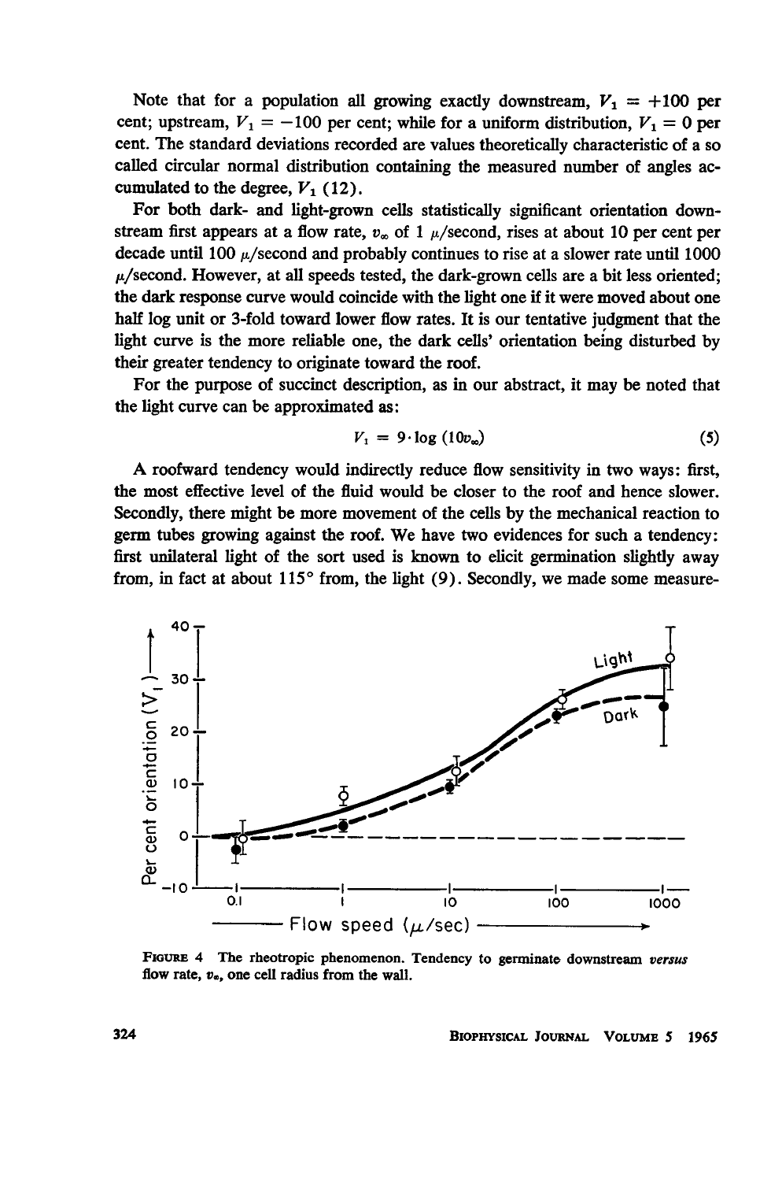Note that for a population all growing exactly downstream, $V_1 = +100$ per cent; upstream, $V_1 = -100$ per cent; while for a uniform distribution, $V_1 = 0$ per cent. The standard deviations recorded are values theoretically characteristic of a so called circular normal distribution containing the measured number of angles accumulated to the degree, $V_1$ (12).

For both dark- and light-grown cells statistically significant orientation downstream first appears at a flow rate, $v_\infty$ of 1 $\mu$/second, rises at about 10 per cent per decade until 100 $\mu$/second and probably continues to rise at a slower rate until 1000 $\mu$/second. However, at all speeds tested, the dark-grown cells are a bit less oriented; the dark response curve would coincide with the light one if it were moved about one half log unit or 3-fold toward lower flow rates. It is our tentative judgment that the light curve is the more reliable one, the dark cells' orientation being disturbed by their greater tendency to originate toward the roof.

For the purpose of succinct description, as in our abstract, it may be noted that the light curve can be approximated as:

$$V_1 = 9 \cdot \log (10 v_\infty) \tag{5}$$

A roofward tendency would indirectly reduce flow sensitivity in two ways: first, the most effective level of the fluid would be closer to the roof and hence slower. Secondly, there might be more movement of the cells by the mechanical reaction to germ tubes growing against the roof. We have two evidences for such a tendency: first unilateral light of the sort used is known to elicit germination slightly away from, in fact at about 115° from, the light (9). Secondly, we made some measure-

FIGURE 4 The rheotropic phenomenon. Tendency to germinate downstream *versus* flow rate, $v_\infty$, one cell radius from the wall.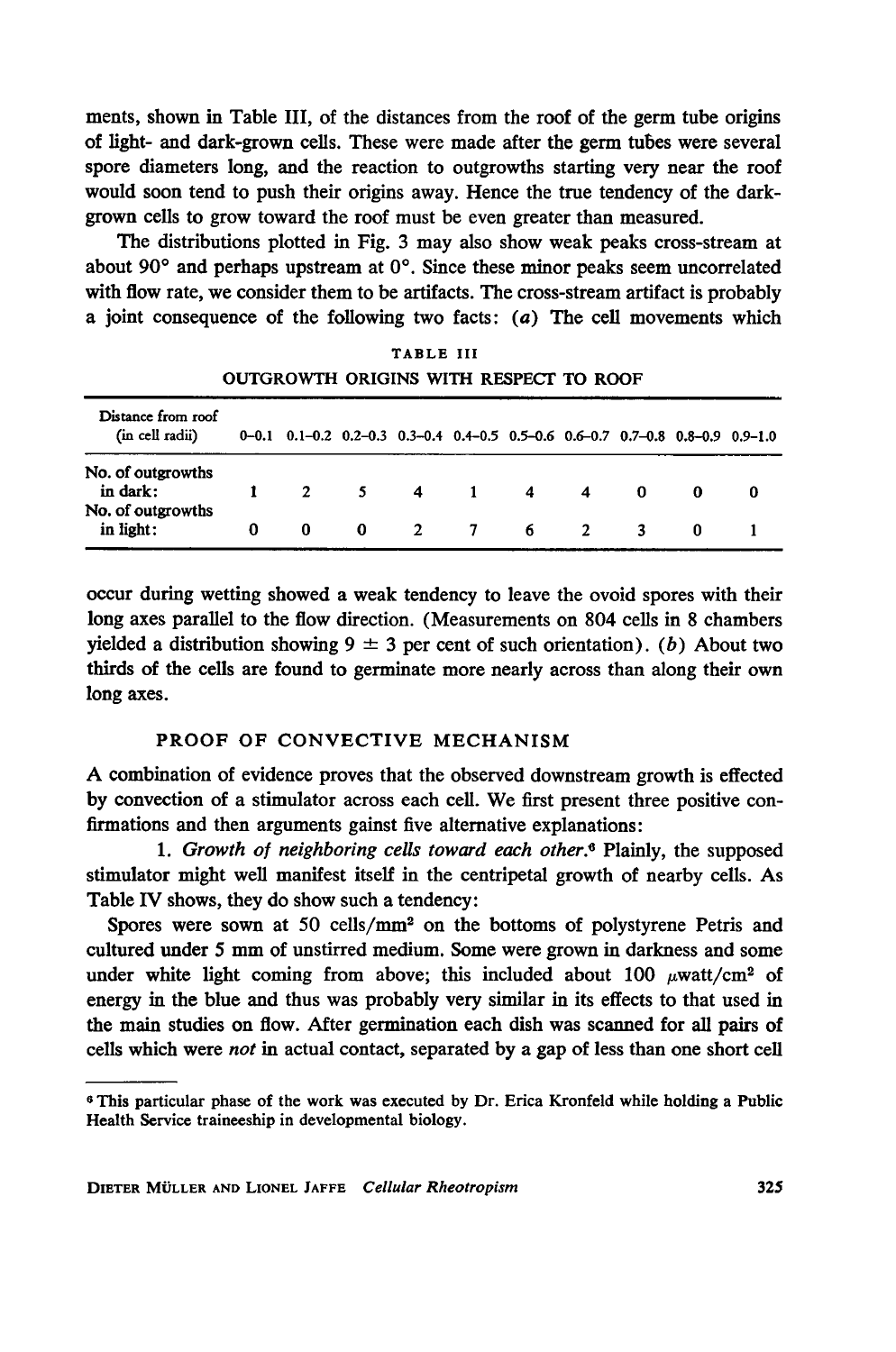ments, shown in Table III, of the distances from the roof of the germ tube origins of light- and dark-grown cells. These were made after the germ tubes were several spore diameters long, and the reaction to outgrowths starting very near the roof would soon tend to push their origins away. Hence the true tendency of the dark-grown cells to grow toward the roof must be even greater than measured.

The distributions plotted in Fig. 3 may also show weak peaks cross-stream at about 90° and perhaps upstream at 0°. Since these minor peaks seem uncorrelated with flow rate, we consider them to be artifacts. The cross-stream artifact is probably a joint consequence of the following two facts: (*a*) The cell movements which occur during wetting showed a weak tendency to leave the ovoid spores with their long axes parallel to the flow direction. (Measurements on 804 cells in 8 chambers yielded a distribution showing 9 ± 3 per cent of such orientation). (*b*) About two thirds of the cells are found to germinate more nearly across than along their own long axes.

TABLE III

OUTGROWTH ORIGINS WITH RESPECT TO ROOF

| Distance from roof (in cell radii) | 0–0.1 | 0.1–0.2 | 0.2–0.3 | 0.3–0.4 | 0.4–0.5 | 0.5–0.6 | 0.6–0.7 | 0.7–0.8 | 0.8–0.9 | 0.9–1.0 |
|---|---|---|---|---|---|---|---|---|---|---|
| No. of outgrowths in dark: | 1 | 2 | 5 | 4 | 1 | 4 | 4 | 0 | 0 | 0 |
| No. of outgrowths in light: | 0 | 0 | 0 | 2 | 7 | 6 | 2 | 3 | 0 | 1 |

## PROOF OF CONVECTIVE MECHANISM

A combination of evidence proves that the observed downstream growth is effected by convection of a stimulator across each cell. We first present three positive confirmations and then arguments gainst five alternative explanations:

1. *Growth of neighboring cells toward each other.*[6] Plainly, the supposed stimulator might well manifest itself in the centripetal growth of nearby cells. As Table IV shows, they do show such a tendency:

Spores were sown at 50 cells/mm² on the bottoms of polystyrene Petris and cultured under 5 mm of unstirred medium. Some were grown in darkness and some under white light coming from above; this included about 100 $\mu$watt/cm² of energy in the blue and thus was probably very similar in its effects to that used in the main studies on flow. After germination each dish was scanned for all pairs of cells which were *not* in actual contact, separated by a gap of less than one short cell

[6] This particular phase of the work was executed by Dr. Erica Kronfeld while holding a Public Health Service traineeship in developmental biology.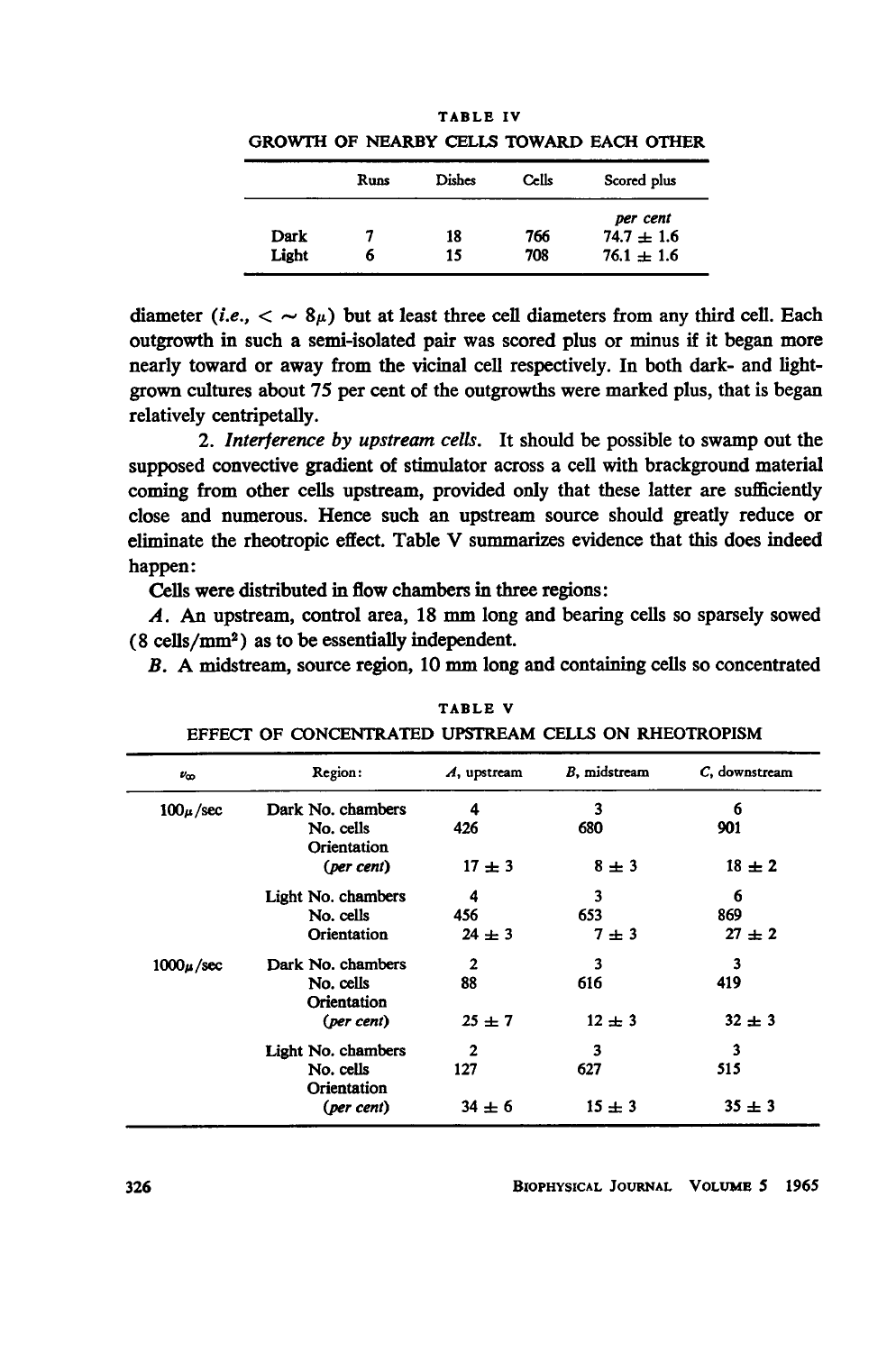TABLE IV

GROWTH OF NEARBY CELLS TOWARD EACH OTHER

| | Runs | Dishes | Cells | Scored plus |
|---|---|---|---|---|
| | | | | *per cent* |
| Dark | 7 | 18 | 766 | 74.7 ± 1.6 |
| Light | 6 | 15 | 708 | 76.1 ± 1.6 |

diameter (*i.e.*, < ~ 8μ) but at least three cell diameters from any third cell. Each outgrowth in such a semi-isolated pair was scored plus or minus if it began more nearly toward or away from the vicinal cell respectively. In both dark- and light-grown cultures about 75 per cent of the outgrowths were marked plus, that is began relatively centripetally.

2. *Interference by upstream cells.* It should be possible to swamp out the supposed convective gradient of stimulator across a cell with brackground material coming from other cells upstream, provided only that these latter are sufficiently close and numerous. Hence such an upstream source should greatly reduce or eliminate the rheotropic effect. Table V summarizes evidence that this does indeed happen:

Cells were distributed in flow chambers in three regions:

*A.* An upstream, control area, 18 mm long and bearing cells so sparsely sowed (8 cells/mm$^2$) as to be essentially independent.

*B.* A midstream, source region, 10 mm long and containing cells so concentrated

TABLE V

EFFECT OF CONCENTRATED UPSTREAM CELLS ON RHEOTROPISM

| $v_\infty$ | Region: | *A*, upstream | *B*, midstream | *C*, downstream |
|---|---|---|---|---|
| 100μ/sec | Dark No. chambers | 4 | 3 | 6 |
| | No. cells | 426 | 680 | 901 |
| | Orientation (*per cent*) | 17 ± 3 | 8 ± 3 | 18 ± 2 |
| | Light No. chambers | 4 | 3 | 6 |
| | No. cells | 456 | 653 | 869 |
| | Orientation | 24 ± 3 | 7 ± 3 | 27 ± 2 |
| 1000μ/sec | Dark No. chambers | 2 | 3 | 3 |
| | No. cells | 88 | 616 | 419 |
| | Orientation (*per cent*) | 25 ± 7 | 12 ± 3 | 32 ± 3 |
| | Light No. chambers | 2 | 3 | 3 |
| | No. cells | 127 | 627 | 515 |
| | Orientation (*per cent*) | 34 ± 6 | 15 ± 3 | 35 ± 3 |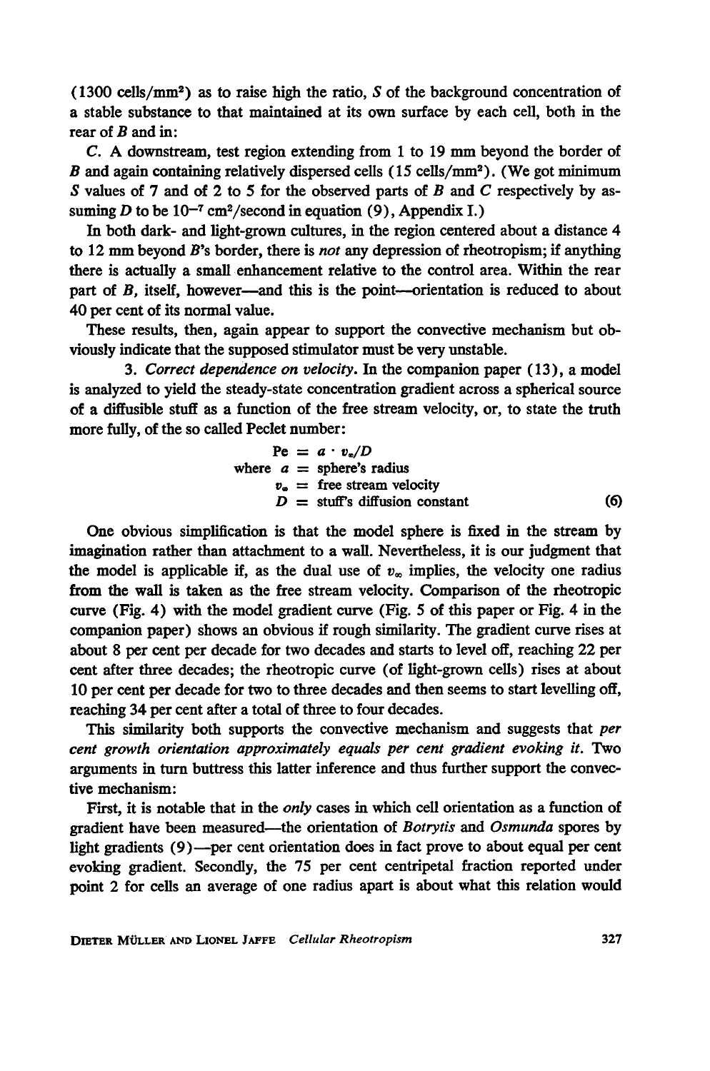(1300 cells/mm$^2$) as to raise high the ratio, $S$ of the background concentration of a stable substance to that maintained at its own surface by each cell, both in the rear of $B$ and in:

*C.* A downstream, test region extending from 1 to 19 mm beyond the border of $B$ and again containing relatively dispersed cells (15 cells/mm$^2$). (We got minimum $S$ values of 7 and of 2 to 5 for the observed parts of $B$ and $C$ respectively by assuming $D$ to be $10^{-7}$ cm$^2$/second in equation (9), Appendix I.)

In both dark- and light-grown cultures, in the region centered about a distance 4 to 12 mm beyond $B$'s border, there is *not* any depression of rheotropism; if anything there is actually a small enhancement relative to the control area. Within the rear part of $B$, itself, however—and this is the point—orientation is reduced to about 40 per cent of its normal value.

These results, then, again appear to support the convective mechanism but obviously indicate that the supposed stimulator must be very unstable.

3. *Correct dependence on velocity.* In the companion paper (13), a model is analyzed to yield the steady-state concentration gradient across a spherical source of a diffusible stuff as a function of the free stream velocity, or, to state the truth more fully, of the so called Peclet number:

$$\text{Pe} = a \cdot v_\infty / D$$

where $a$ = sphere's radius
$v_\infty$ = free stream velocity
$D$ = stuff's diffusion constant (6)

One obvious simplification is that the model sphere is fixed in the stream by imagination rather than attachment to a wall. Nevertheless, it is our judgment that the model is applicable if, as the dual use of $v_\infty$ implies, the velocity one radius from the wall is taken as the free stream velocity. Comparison of the rheotropic curve (Fig. 4) with the model gradient curve (Fig. 5 of this paper or Fig. 4 in the companion paper) shows an obvious if rough similarity. The gradient curve rises at about 8 per cent per decade for two decades and starts to level off, reaching 22 per cent after three decades; the rheotropic curve (of light-grown cells) rises at about 10 per cent per decade for two to three decades and then seems to start levelling off, reaching 34 per cent after a total of three to four decades.

This similarity both supports the convective mechanism and suggests that *per cent growth orientation approximately equals per cent gradient evoking it.* Two arguments in turn buttress this latter inference and thus further support the convective mechanism:

First, it is notable that in the *only* cases in which cell orientation as a function of gradient have been measured—the orientation of *Botrytis* and *Osmunda* spores by light gradients (9)—per cent orientation does in fact prove to about equal per cent evoking gradient. Secondly, the 75 per cent centripetal fraction reported under point 2 for cells an average of one radius apart is about what this relation would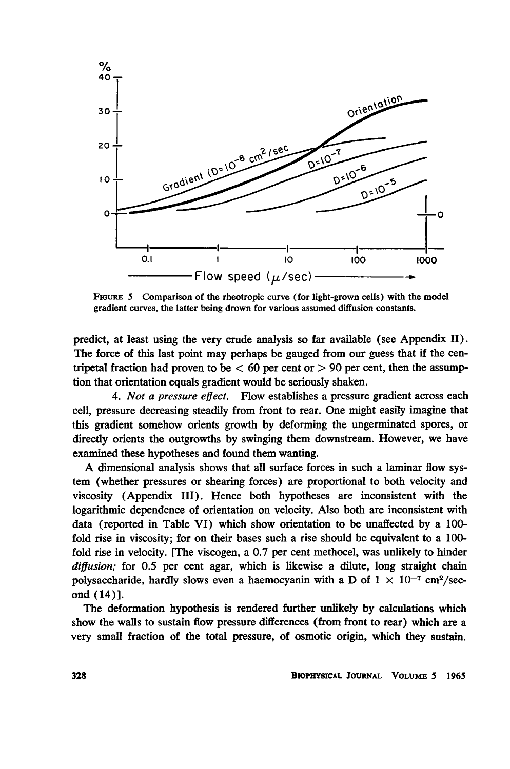FIGURE 5 Comparison of the rheotropic curve (for light-grown cells) with the model gradient curves, the latter being drawn for various assumed diffusion constants.

predict, at least using the very crude analysis so far available (see Appendix II). The force of this last point may perhaps be gauged from our guess that if the centripetal fraction had proven to be < 60 per cent or > 90 per cent, then the assumption that orientation equals gradient would be seriously shaken.

4. *Not a pressure effect.* Flow establishes a pressure gradient across each cell, pressure decreasing steadily from front to rear. One might easily imagine that this gradient somehow orients growth by deforming the ungerminated spores, or directly orients the outgrowths by swinging them downstream. However, we have examined these hypotheses and found them wanting.

A dimensional analysis shows that all surface forces in such a laminar flow system (whether pressures or shearing forces) are proportional to both velocity and viscosity (Appendix III). Hence both hypotheses are inconsistent with the logarithmic dependence of orientation on velocity. Also both are inconsistent with data (reported in Table VI) which show orientation to be unaffected by a 100-fold rise in viscosity; for on their bases such a rise should be equivalent to a 100-fold rise in velocity. [The viscogen, a 0.7 per cent methocel, was unlikely to hinder *diffusion;* for 0.5 per cent agar, which is likewise a dilute, long straight chain polysaccharide, hardly slows even a haemocyanin with a D of $1 \times 10^{-7}$ cm$^2$/second (14)].

The deformation hypothesis is rendered further unlikely by calculations which show the walls to sustain flow pressure differences (from front to rear) which are a very small fraction of the total pressure, of osmotic origin, which they sustain.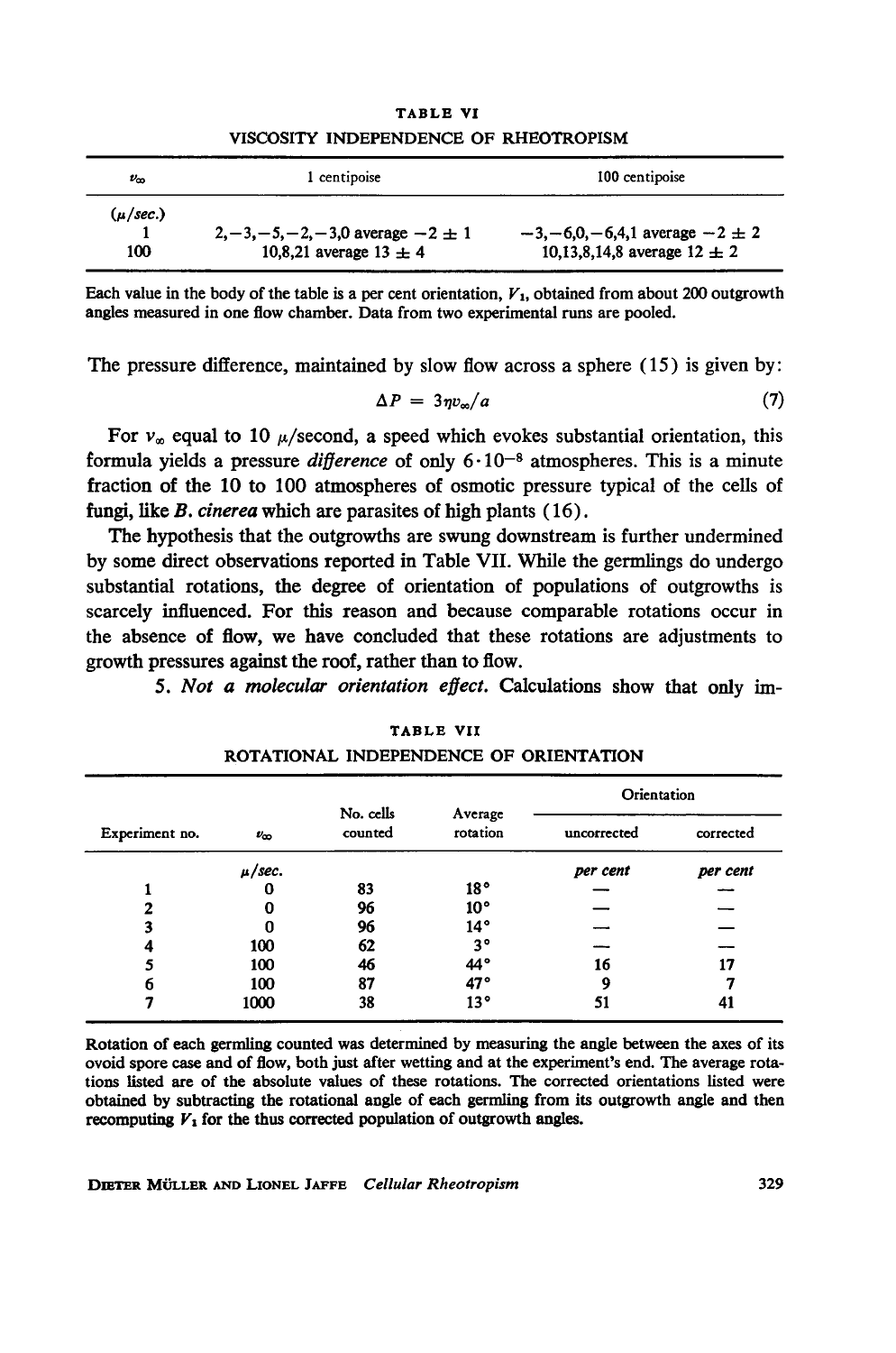**TABLE VI**

**VISCOSITY INDEPENDENCE OF RHEOTROPISM**

| $v_\infty$ | 1 centipoise | 100 centipoise |
|---|---|---|
| ($\mu$/sec.) | | |
| 1 | 2, −3, −5, −2, −3, 0 average −2 ± 1 | −3, −6, 0, −6, 4, 1 average −2 ± 2 |
| 100 | 10, 8, 21 average 13 ± 4 | 10, 13, 8, 14, 8 average 12 ± 2 |

Each value in the body of the table is a per cent orientation, $V_1$, obtained from about 200 outgrowth angles measured in one flow chamber. Data from two experimental runs are pooled.

The pressure difference, maintained by slow flow across a sphere (15) is given by:

$$\Delta P = 3\eta v_\infty / a \tag{7}$$

For $v_\infty$ equal to 10 $\mu$/second, a speed which evokes substantial orientation, this formula yields a pressure *difference* of only $6 \cdot 10^{-8}$ atmospheres. This is a minute fraction of the 10 to 100 atmospheres of osmotic pressure typical of the cells of fungi, like *B. cinerea* which are parasites of high plants (16).

The hypothesis that the outgrowths are swung downstream is further undermined by some direct observations reported in Table VII. While the germlings do undergo substantial rotations, the degree of orientation of populations of outgrowths is scarcely influenced. For this reason and because comparable rotations occur in the absence of flow, we have concluded that these rotations are adjustments to growth pressures against the roof, rather than to flow.

5. *Not a molecular orientation effect.* Calculations show that only im-

**TABLE VII**

**ROTATIONAL INDEPENDENCE OF ORIENTATION**

| Experiment no. | $v_\infty$ | No. cells counted | Average rotation | Orientation | |
|---|---|---|---|---|---|
| | | | | uncorrected | corrected |
| | $\mu$/sec. | | | per cent | per cent |
| 1 | 0 | 83 | 18° | — | — |
| 2 | 0 | 96 | 10° | — | — |
| 3 | 0 | 96 | 14° | — | — |
| 4 | 100 | 62 | 3° | — | — |
| 5 | 100 | 46 | 44° | 16 | 17 |
| 6 | 100 | 87 | 47° | 9 | 7 |
| 7 | 1000 | 38 | 13° | 51 | 41 |

Rotation of each germling counted was determined by measuring the angle between the axes of its ovoid spore case and of flow, both just after wetting and at the experiment's end. The average rotations listed are of the absolute values of these rotations. The corrected orientations listed were obtained by subtracting the rotational angle of each germling from its outgrowth angle and then recomputing $V_1$ for the thus corrected population of outgrowth angles.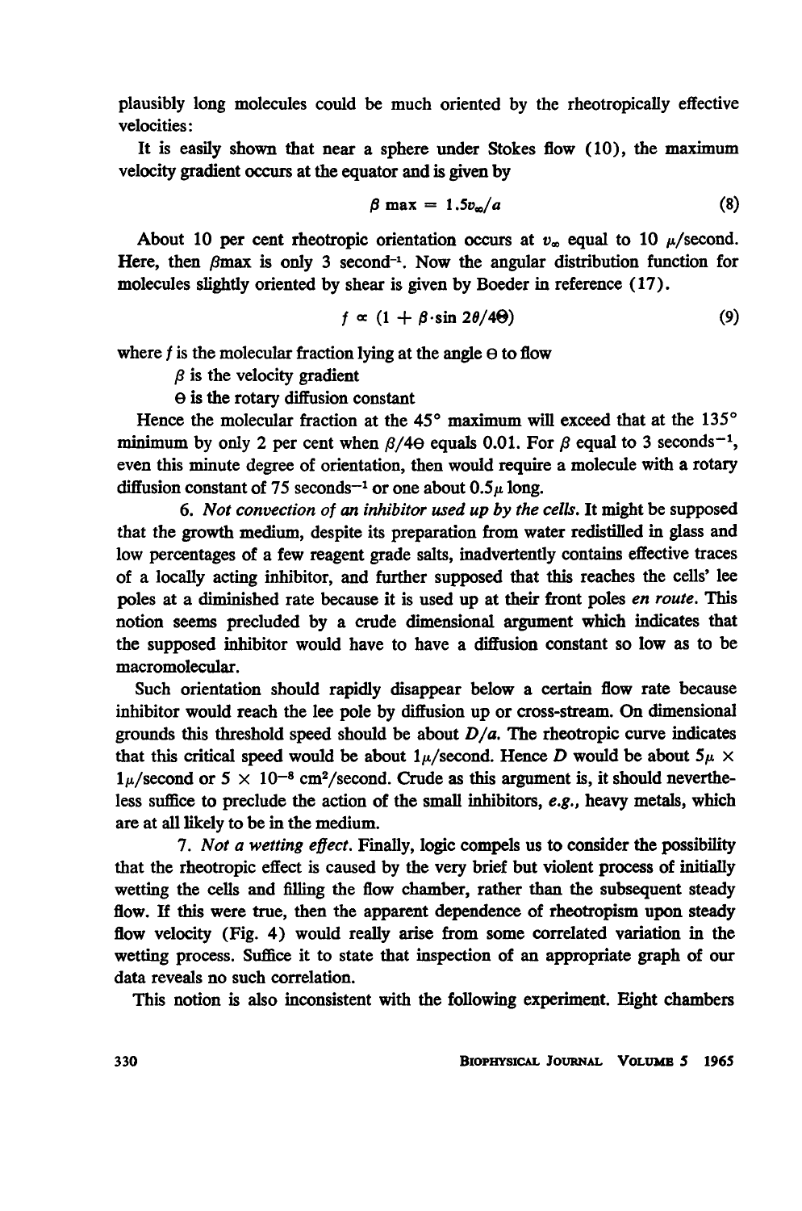plausibly long molecules could be much oriented by the rheotropically effective velocities:

It is easily shown that near a sphere under Stokes flow (10), the maximum velocity gradient occurs at the equator and is given by

$$\beta \max = 1.5 v_\infty / a \tag{8}$$

About 10 per cent rheotropic orientation occurs at $v_\infty$ equal to 10 $\mu$/second. Here, then $\beta$max is only 3 second$^{-1}$. Now the angular distribution function for molecules slightly oriented by shear is given by Boeder in reference (17).

$$f \propto (1 + \beta \cdot \sin 2\theta / 4\Theta) \tag{9}$$

where $f$ is the molecular fraction lying at the angle $\Theta$ to flow

$\beta$ is the velocity gradient

$\Theta$ is the rotary diffusion constant

Hence the molecular fraction at the 45° maximum will exceed that at the 135° minimum by only 2 per cent when $\beta/4\Theta$ equals 0.01. For $\beta$ equal to 3 seconds$^{-1}$, even this minute degree of orientation, then would require a molecule with a rotary diffusion constant of 75 seconds$^{-1}$ or one about 0.5$\mu$ long.

6. *Not convection of an inhibitor used up by the cells.* It might be supposed that the growth medium, despite its preparation from water redistilled in glass and low percentages of a few reagent grade salts, inadvertently contains effective traces of a locally acting inhibitor, and further supposed that this reaches the cells' lee poles at a diminished rate because it is used up at their front poles *en route*. This notion seems precluded by a crude dimensional argument which indicates that the supposed inhibitor would have to have a diffusion constant so low as to be macromolecular.

Such orientation should rapidly disappear below a certain flow rate because inhibitor would reach the lee pole by diffusion up or cross-stream. On dimensional grounds this threshold speed should be about $D/a$. The rheotropic curve indicates that this critical speed would be about 1$\mu$/second. Hence $D$ would be about 5$\mu$ $\times$ 1$\mu$/second or $5 \times 10^{-8}$ cm$^2$/second. Crude as this argument is, it should nevertheless suffice to preclude the action of the small inhibitors, *e.g.*, heavy metals, which are at all likely to be in the medium.

7. *Not a wetting effect.* Finally, logic compels us to consider the possibility that the rheotropic effect is caused by the very brief but violent process of initially wetting the cells and filling the flow chamber, rather than the subsequent steady flow. If this were true, then the apparent dependence of rheotropism upon steady flow velocity (Fig. 4) would really arise from some correlated variation in the wetting process. Suffice it to state that inspection of an appropriate graph of our data reveals no such correlation.

This notion is also inconsistent with the following experiment. Eight chambers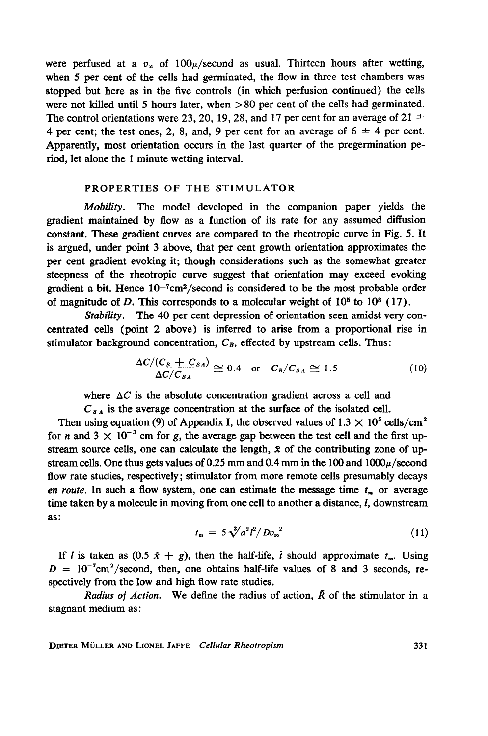were perfused at a $v_\infty$ of $100\mu$/second as usual. Thirteen hours after wetting, when 5 per cent of the cells had germinated, the flow in three test chambers was stopped but here as in the five controls (in which perfusion continued) the cells were not killed until 5 hours later, when >80 per cent of the cells had germinated. The control orientations were 23, 20, 19, 28, and 17 per cent for an average of 21 $\pm$ 4 per cent; the test ones, 2, 8, and, 9 per cent for an average of 6 $\pm$ 4 per cent. Apparently, most orientation occurs in the last quarter of the pregermination period, let alone the 1 minute wetting interval.

## PROPERTIES OF THE STIMULATOR

*Mobility.* The model developed in the companion paper yields the gradient maintained by flow as a function of its rate for any assumed diffusion constant. These gradient curves are compared to the rheotropic curve in Fig. 5. It is argued, under point 3 above, that per cent growth orientation approximates the per cent gradient evoking it; though considerations such as the somewhat greater steepness of the rheotropic curve suggest that orientation may exceed evoking gradient a bit. Hence $10^{-7}$cm$^2$/second is considered to be the most probable order of magnitude of $D$. This corresponds to a molecular weight of $10^5$ to $10^8$ (17).

*Stability.* The 40 per cent depression of orientation seen amidst very concentrated cells (point 2 above) is inferred to arise from a proportional rise in stimulator background concentration, $C_B$, effected by upstream cells. Thus:

$$\frac{\Delta C/(C_B + C_{SA})}{\Delta C/C_{SA}} \cong 0.4 \quad \text{or} \quad C_B/C_{SA} \cong 1.5 \tag{10}$$

where $\Delta C$ is the absolute concentration gradient across a cell and $C_{SA}$ is the average concentration at the surface of the isolated cell.

Then using equation (9) of Appendix I, the observed values of $1.3 \times 10^5$ cells/cm$^2$ for $n$ and $3 \times 10^{-3}$ cm for $g$, the average gap between the test cell and the first upstream source cells, one can calculate the length, $\bar{x}$ of the contributing zone of upstream cells. One thus gets values of 0.25 mm and 0.4 mm in the 100 and $1000\mu$/second flow rate studies, respectively; stimulator from more remote cells presumably decays *en route*. In such a flow system, one can estimate the message time $t_m$ or average time taken by a molecule in moving from one cell to another a distance, $l$, downstream as:

$$t_m = 5\sqrt[3]{a^2 l^2/Dv_\infty^2} \tag{11}$$

If $l$ is taken as $(0.5\ \bar{x} + g)$, then the half-life, $\bar{t}$ should approximate $t_m$. Using $D = 10^{-7}$cm$^2$/second, then, one obtains half-life values of 8 and 3 seconds, respectively from the low and high flow rate studies.

*Radius of Action.* We define the radius of action, $\bar{R}$ of the stimulator in a stagnant medium as: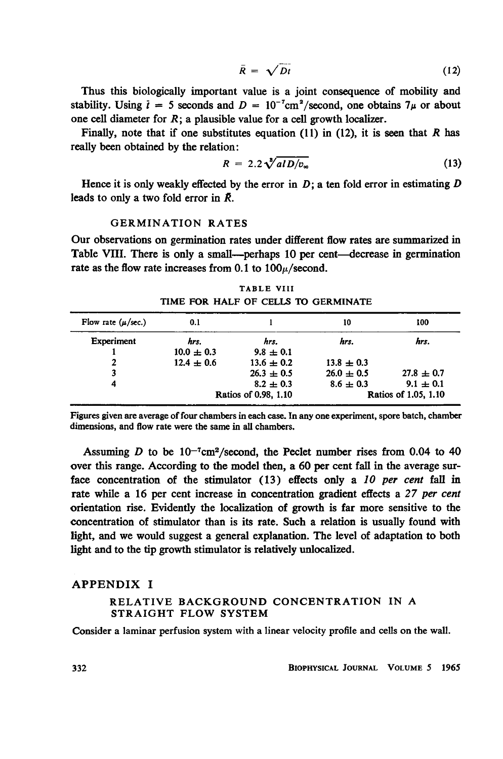$$\bar{R} = \sqrt{D\bar{t}} \tag{12}$$

Thus this biologically important value is a joint consequence of mobility and stability. Using $\bar{t} = 5$ seconds and $D = 10^{-7}\text{cm}^2/\text{second}$, one obtains $7\mu$ or about one cell diameter for $R$; a plausible value for a cell growth localizer.

Finally, note that if one substitutes equation (11) in (12), it is seen that $R$ has really been obtained by the relation:

$$R = 2.2\sqrt[3]{alD/v_\infty} \tag{13}$$

Hence it is only weakly effected by the error in $D$; a ten fold error in estimating $D$ leads to only a two fold error in $\bar{R}$.

### GERMINATION RATES

Our observations on germination rates under different flow rates are summarized in Table VIII. There is only a small—perhaps 10 per cent—decrease in germination rate as the flow rate increases from 0.1 to $100\mu$/second.

TABLE VIII

TIME FOR HALF OF CELLS TO GERMINATE

| Flow rate ($\mu$/sec.) | 0.1 | 1 | 10 | 100 |
|---|---|---|---|---|
| Experiment | *hrs.* | *hrs.* | *hrs.* | *hrs.* |
| 1 | $10.0 \pm 0.3$ | $9.8 \pm 0.1$ | | |
| 2 | $12.4 \pm 0.6$ | $13.6 \pm 0.2$ | $13.8 \pm 0.3$ | |
| 3 | | $26.3 \pm 0.5$ | $26.0 \pm 0.5$ | $27.8 \pm 0.7$ |
| 4 | | $8.2 \pm 0.3$ | $8.6 \pm 0.3$ | $9.1 \pm 0.1$ |
| | Ratios of 0.98, 1.10 | | Ratios of 1.05, 1.10 | |

Figures given are average of four chambers in each case. In any one experiment, spore batch, chamber dimensions, and flow rate were the same in all chambers.

Assuming $D$ to be $10^{-7}\text{cm}^2/\text{second}$, the Peclet number rises from 0.04 to 40 over this range. According to the model then, a 60 per cent fall in the average surface concentration of the stimulator (13) effects only a *10 per cent* fall in rate while a 16 per cent increase in concentration gradient effects a *27 per cent* orientation rise. Evidently the localization of growth is far more sensitive to the concentration of stimulator than is its rate. Such a relation is usually found with light, and we would suggest a general explanation. The level of adaptation to both light and to the tip growth stimulator is relatively unlocalized.

## APPENDIX I

### RELATIVE BACKGROUND CONCENTRATION IN A STRAIGHT FLOW SYSTEM

Consider a laminar perfusion system with a linear velocity profile and cells on the wall.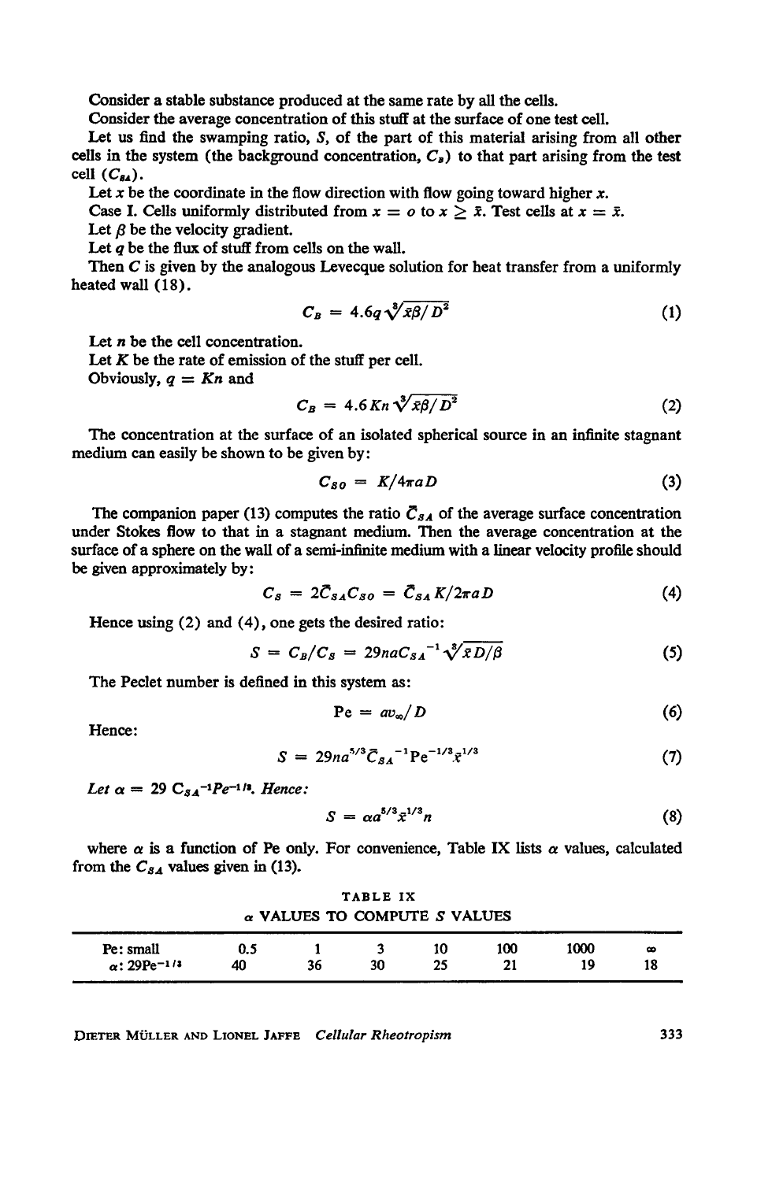Consider a stable substance produced at the same rate by all the cells.

Consider the average concentration of this stuff at the surface of one test cell.

Let us find the swamping ratio, $S$, of the part of this material arising from all other cells in the system (the background concentration, $C_B$) to that part arising from the test cell ($C_{SA}$).

Let $x$ be the coordinate in the flow direction with flow going toward higher $x$.

Case I. Cells uniformly distributed from $x = o$ to $x \geq \bar{x}$. Test cells at $x = \bar{x}$.

Let $\beta$ be the velocity gradient.

Let $q$ be the flux of stuff from cells on the wall.

Then $C$ is given by the analogous Levecque solution for heat transfer from a uniformly heated wall (18).

$$C_B = 4.6q\sqrt[3]{\bar{x}\beta/D^2} \tag{1}$$

Let $n$ be the cell concentration.

Let $K$ be the rate of emission of the stuff per cell.

Obviously, $q = Kn$ and

$$C_B = 4.6Kn\sqrt[3]{\bar{x}\beta/D^2} \tag{2}$$

The concentration at the surface of an isolated spherical source in an infinite stagnant medium can easily be shown to be given by:

$$C_{SO} = K/4\pi aD \tag{3}$$

The companion paper (13) computes the ratio $\bar{C}_{SA}$ of the average surface concentration under Stokes flow to that in a stagnant medium. Then the average concentration at the surface of a sphere on the wall of a semi-infinite medium with a linear velocity profile should be given approximately by:

$$C_S = 2\bar{C}_{SA}C_{SO} = \bar{C}_{SA}K/2\pi aD \tag{4}$$

Hence using (2) and (4), one gets the desired ratio:

$$S = C_B/C_S = 29naC_{SA}^{-1}\sqrt[3]{\bar{x}D/\beta} \tag{5}$$

The Peclet number is defined in this system as:

$$\text{Pe} = av_\infty/D \tag{6}$$

Hence:

$$S = 29na^{5/3}\bar{C}_{SA}^{-1}\text{Pe}^{-1/3}\bar{x}^{1/3} \tag{7}$$

*Let* $\alpha = 29\, C_{SA}^{-1}Pe^{-1/3}$. *Hence:*

$$S = \alpha a^{5/3}\bar{x}^{1/3}n \tag{8}$$

where $\alpha$ is a function of Pe only. For convenience, Table IX lists $\alpha$ values, calculated from the $C_{SA}$ values given in (13).

TABLE IX

$\alpha$ VALUES TO COMPUTE $S$ VALUES

| Pe: small | 0.5 | 1 | 3 | 10 | 100 | 1000 | $\infty$ |
|---|---|---|---|---|---|---|---|
| $\alpha$: $29\text{Pe}^{-1/3}$ | 40 | 36 | 30 | 25 | 21 | 19 | 18 |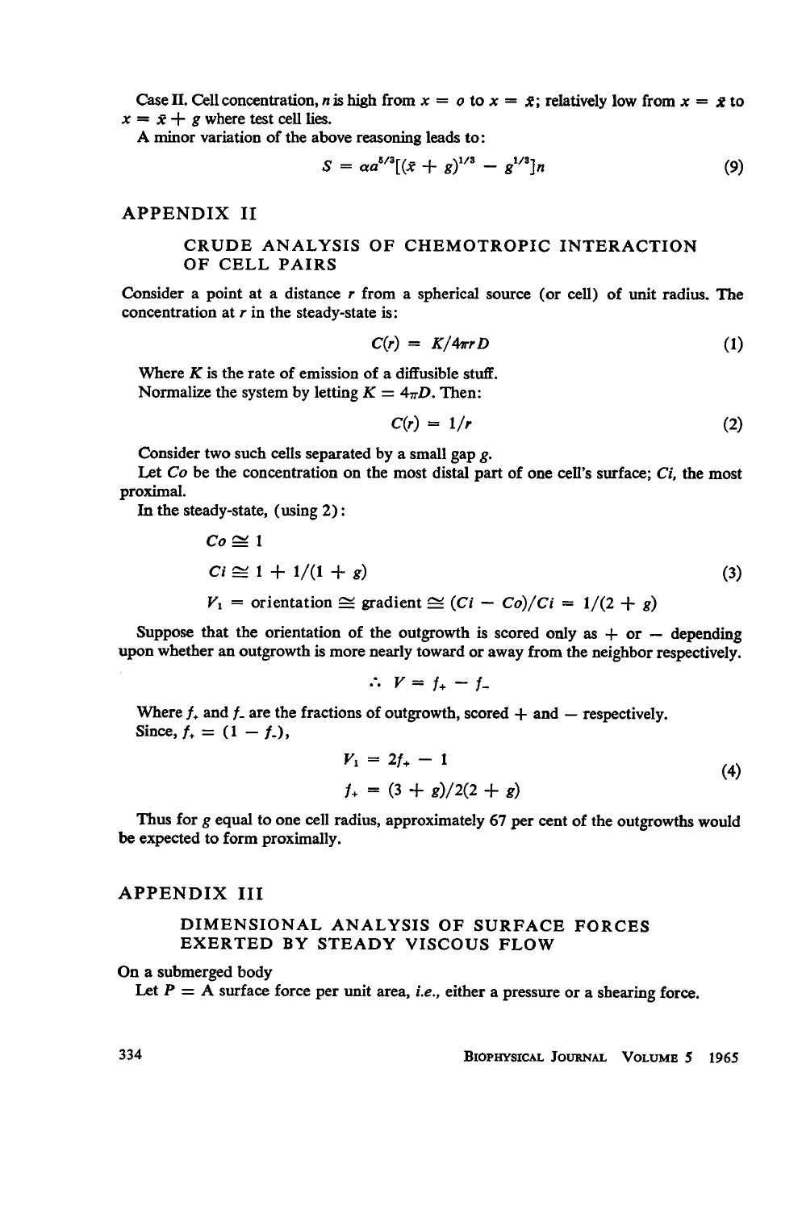Case II. Cell concentration, $n$ is high from $x = o$ to $x = \bar{x}$; relatively low from $x = \bar{x}$ to $x = \bar{x} + g$ where test cell lies.

A minor variation of the above reasoning leads to:

$$S = \alpha a^{5/3}[(\bar{x} + g)^{1/3} - g^{1/3}]n \tag{9}$$

## APPENDIX II

### CRUDE ANALYSIS OF CHEMOTROPIC INTERACTION OF CELL PAIRS

Consider a point at a distance $r$ from a spherical source (or cell) of unit radius. The concentration at $r$ in the steady-state is:

$$C(r) = K/4\pi r D \tag{1}$$

Where $K$ is the rate of emission of a diffusible stuff.

Normalize the system by letting $K = 4\pi D$. Then:

$$C(r) = 1/r \tag{2}$$

Consider two such cells separated by a small gap $g$.

Let $Co$ be the concentration on the most distal part of one cell's surface; $Ci$, the most proximal.

In the steady-state, (using 2):

$$\begin{aligned} Co &\cong 1 \\ Ci &\cong 1 + 1/(1 + g) \\ V_1 &= \text{orientation} \cong \text{gradient} \cong (Ci - Co)/Ci = 1/(2 + g) \end{aligned} \tag{3}$$

Suppose that the orientation of the outgrowth is scored only as + or − depending upon whether an outgrowth is more nearly toward or away from the neighbor respectively.

$$\therefore \; V = f_+ - f_-$$

Where $f_+$ and $f_-$ are the fractions of outgrowth, scored + and − respectively.

Since, $f_+ = (1 - f_-)$,

$$\begin{aligned} V_1 &= 2f_+ - 1 \\ f_+ &= (3 + g)/2(2 + g) \end{aligned} \tag{4}$$

Thus for $g$ equal to one cell radius, approximately 67 per cent of the outgrowths would be expected to form proximally.

## APPENDIX III

### DIMENSIONAL ANALYSIS OF SURFACE FORCES EXERTED BY STEADY VISCOUS FLOW

On a submerged body

Let $P$ = A surface force per unit area, *i.e.*, either a pressure or a shearing force.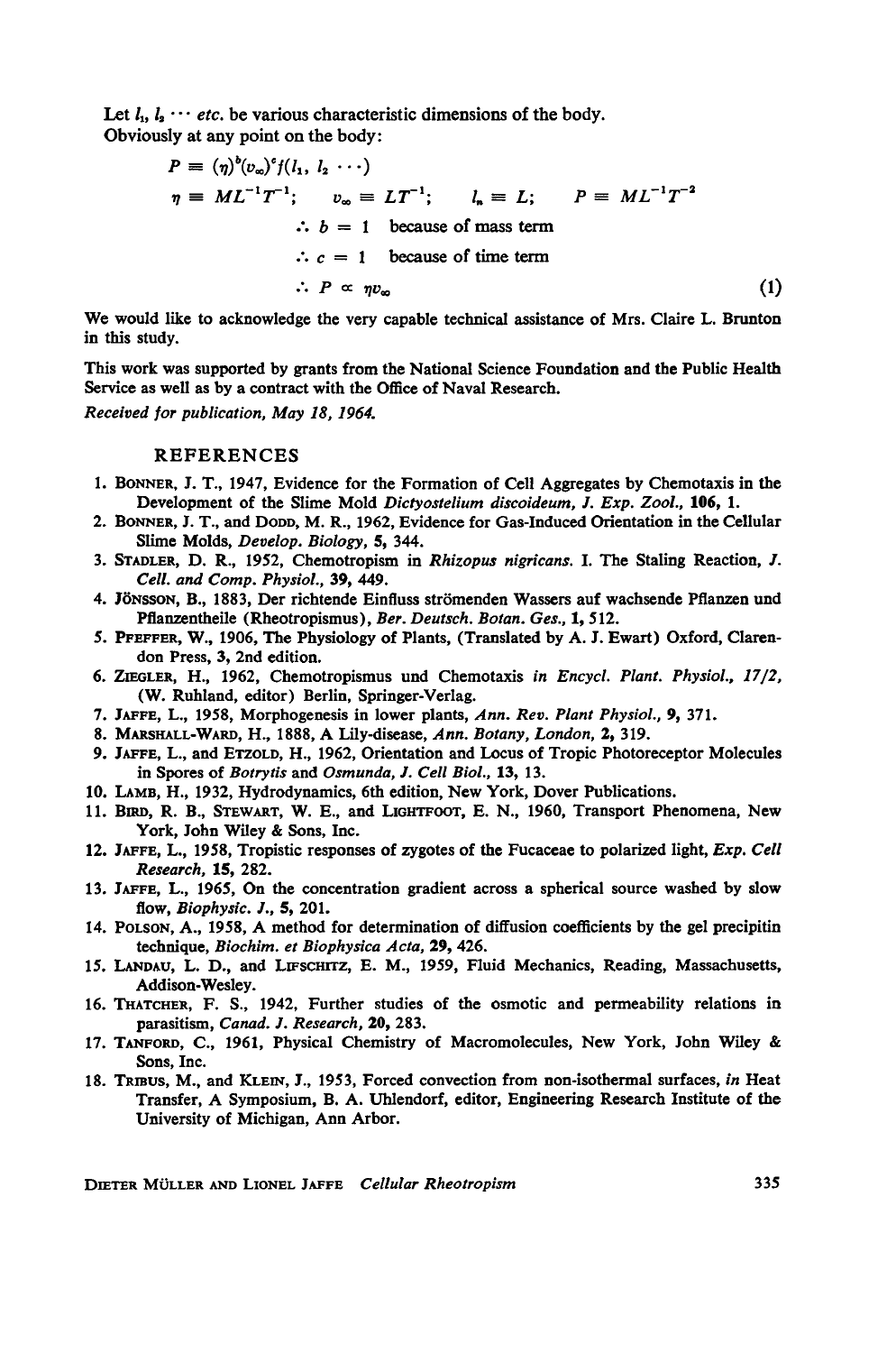Let $l_1$, $l_2 \cdots$ *etc.* be various characteristic dimensions of the body.

Obviously at any point on the body:

$$P \equiv (\eta)^b (v_\infty)^c f(l_1, l_2 \cdots)$$

$$\eta \equiv ML^{-1}T^{-1}; \quad v_\infty \equiv LT^{-1}; \quad l_n \equiv L; \quad P \equiv ML^{-1}T^{-2}$$

$$\therefore b = 1 \quad \text{because of mass term}$$

$$\therefore c = 1 \quad \text{because of time term}$$

$$\therefore P \propto \eta v_\infty \tag{1}$$

We would like to acknowledge the very capable technical assistance of Mrs. Claire L. Brunton in this study.

This work was supported by grants from the National Science Foundation and the Public Health Service as well as by a contract with the Office of Naval Research.

*Received for publication, May 18, 1964.*

## REFERENCES

1. Bonner, J. T., 1947, Evidence for the Formation of Cell Aggregates by Chemotaxis in the Development of the Slime Mold *Dictyostelium discoideum*, *J. Exp. Zool.*, **106**, 1.
2. Bonner, J. T., and Dodd, M. R., 1962, Evidence for Gas-Induced Orientation in the Cellular Slime Molds, *Develop. Biology*, **5**, 344.
3. Stadler, D. R., 1952, Chemotropism in *Rhizopus nigricans*. I. The Staling Reaction, *J. Cell. and Comp. Physiol.*, **39**, 449.
4. Jönsson, B., 1883, Der richtende Einfluss strömenden Wassers auf wachsende Pflanzen und Pflanzentheile (Rheotropismus), *Ber. Deutsch. Botan. Ges.*, **1**, 512.
5. Pfeffer, W., 1906, The Physiology of Plants, (Translated by A. J. Ewart) Oxford, Clarendon Press, 3, 2nd edition.
6. Ziegler, H., 1962, Chemotropismus und Chemotaxis *in Encycl. Plant. Physiol., 17/2*, (W. Ruhland, editor) Berlin, Springer-Verlag.
7. Jaffe, L., 1958, Morphogenesis in lower plants, *Ann. Rev. Plant Physiol.*, **9**, 371.
8. Marshall-Ward, H., 1888, A Lily-disease, *Ann. Botany, London*, **2**, 319.
9. Jaffe, L., and Etzold, H., 1962, Orientation and Locus of Tropic Photoreceptor Molecules in Spores of *Botrytis* and *Osmunda*, *J. Cell Biol.*, **13**, 13.
10. Lamb, H., 1932, Hydrodynamics, 6th edition, New York, Dover Publications.
11. Bird, R. B., Stewart, W. E., and Lightfoot, E. N., 1960, Transport Phenomena, New York, John Wiley & Sons, Inc.
12. Jaffe, L., 1958, Tropistic responses of zygotes of the Fucaceae to polarized light, *Exp. Cell Research*, **15**, 282.
13. Jaffe, L., 1965, On the concentration gradient across a spherical source washed by slow flow, *Biophysic. J.*, **5**, 201.
14. Polson, A., 1958, A method for determination of diffusion coefficients by the gel precipitin technique, *Biochim. et Biophysica Acta*, **29**, 426.
15. Landau, L. D., and Lifschitz, E. M., 1959, Fluid Mechanics, Reading, Massachusetts, Addison-Wesley.
16. Thatcher, F. S., 1942, Further studies of the osmotic and permeability relations in parasitism, *Canad. J. Research*, **20**, 283.
17. Tanford, C., 1961, Physical Chemistry of Macromolecules, New York, John Wiley & Sons, Inc.
18. Tribus, M., and Klein, J., 1953, Forced convection from non-isothermal surfaces, *in* Heat Transfer, A Symposium, B. A. Uhlendorf, editor, Engineering Research Institute of the University of Michigan, Ann Arbor.